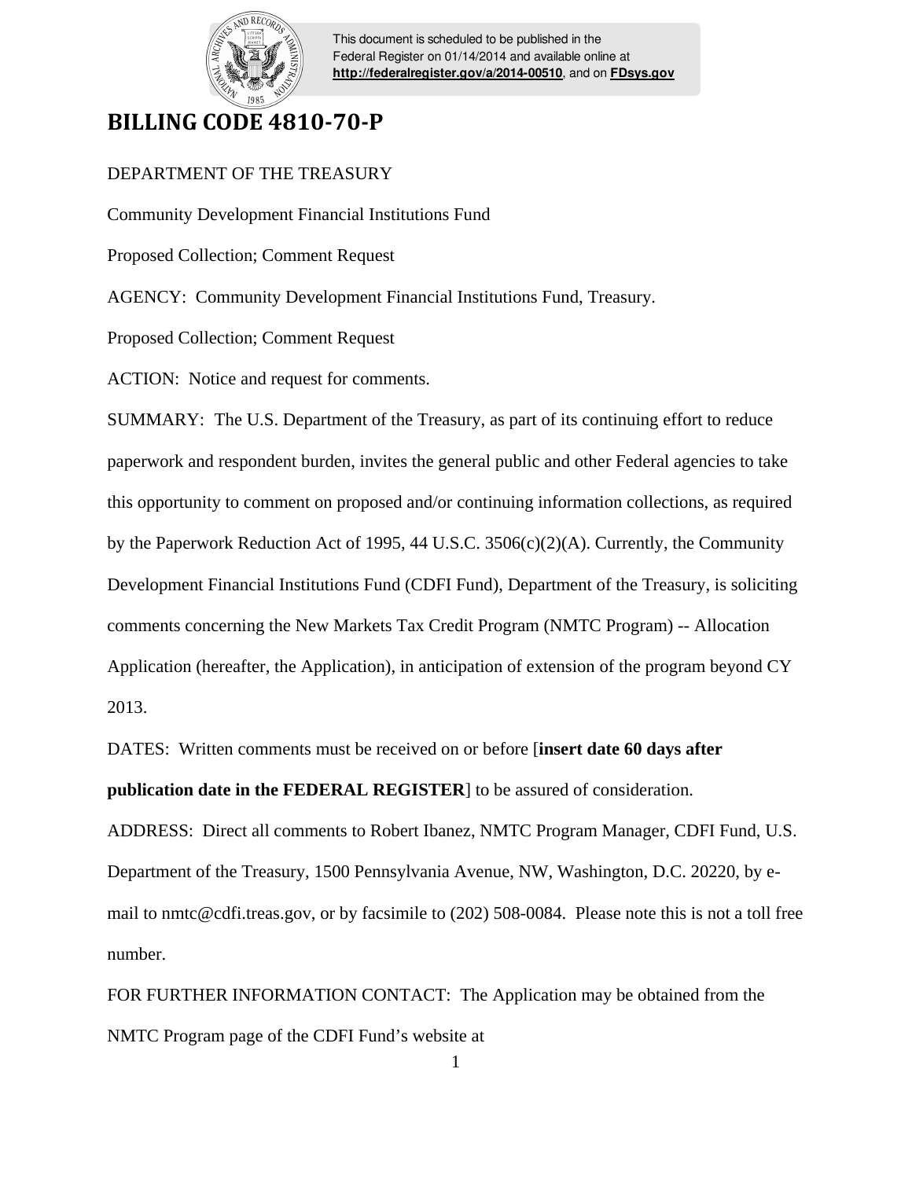This document is scheduled to be published in the Federal Register on 01/14/2014 and available online at **http://federalregister.gov/a/2014-00510**, and on **FDsys.gov**

# BILLING CODE 4810-70-P

DEPARTMENT OF THE TREASURY

Community Development Financial Institutions Fund

Proposed Collection; Comment Request

AGENCY: Community Development Financial Institutions Fund, Treasury.

Proposed Collection; Comment Request

ACTION: Notice and request for comments.

SUMMARY: The U.S. Department of the Treasury, as part of its continuing effort to reduce paperwork and respondent burden, invites the general public and other Federal agencies to take this opportunity to comment on proposed and/or continuing information collections, as required by the Paperwork Reduction Act of 1995, 44 U.S.C. 3506(c)(2)(A). Currently, the Community Development Financial Institutions Fund (CDFI Fund), Department of the Treasury, is soliciting comments concerning the New Markets Tax Credit Program (NMTC Program) -- Allocation Application (hereafter, the Application), in anticipation of extension of the program beyond CY 2013.

DATES: Written comments must be received on or before [**insert date 60 days after publication date in the FEDERAL REGISTER**] to be assured of consideration.

ADDRESS: Direct all comments to Robert Ibanez, NMTC Program Manager, CDFI Fund, U.S. Department of the Treasury, 1500 Pennsylvania Avenue, NW, Washington, D.C. 20220, by e-mail to nmtc@cdfi.treas.gov, or by facsimile to (202) 508-0084. Please note this is not a toll free number.

FOR FURTHER INFORMATION CONTACT: The Application may be obtained from the NMTC Program page of the CDFI Fund's website at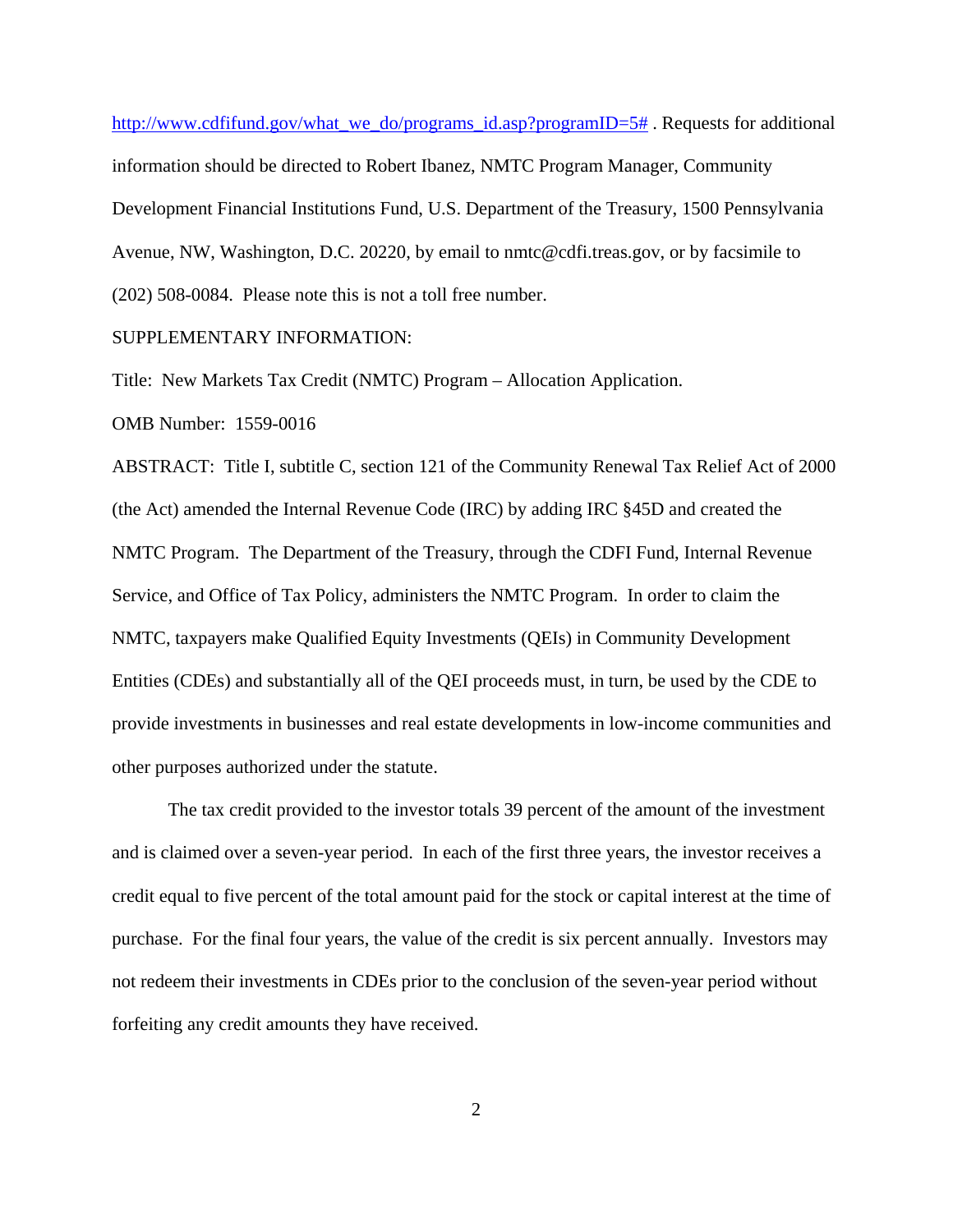http://www.cdfifund.gov/what_we_do/programs_id.asp?programID=5# . Requests for additional information should be directed to Robert Ibanez, NMTC Program Manager, Community Development Financial Institutions Fund, U.S. Department of the Treasury, 1500 Pennsylvania Avenue, NW, Washington, D.C. 20220, by email to nmtc@cdfi.treas.gov, or by facsimile to (202) 508-0084. Please note this is not a toll free number.

SUPPLEMENTARY INFORMATION:

Title: New Markets Tax Credit (NMTC) Program – Allocation Application.

OMB Number: 1559-0016

ABSTRACT: Title I, subtitle C, section 121 of the Community Renewal Tax Relief Act of 2000 (the Act) amended the Internal Revenue Code (IRC) by adding IRC §45D and created the NMTC Program. The Department of the Treasury, through the CDFI Fund, Internal Revenue Service, and Office of Tax Policy, administers the NMTC Program. In order to claim the NMTC, taxpayers make Qualified Equity Investments (QEIs) in Community Development Entities (CDEs) and substantially all of the QEI proceeds must, in turn, be used by the CDE to provide investments in businesses and real estate developments in low-income communities and other purposes authorized under the statute.

The tax credit provided to the investor totals 39 percent of the amount of the investment and is claimed over a seven-year period. In each of the first three years, the investor receives a credit equal to five percent of the total amount paid for the stock or capital interest at the time of purchase. For the final four years, the value of the credit is six percent annually. Investors may not redeem their investments in CDEs prior to the conclusion of the seven-year period without forfeiting any credit amounts they have received.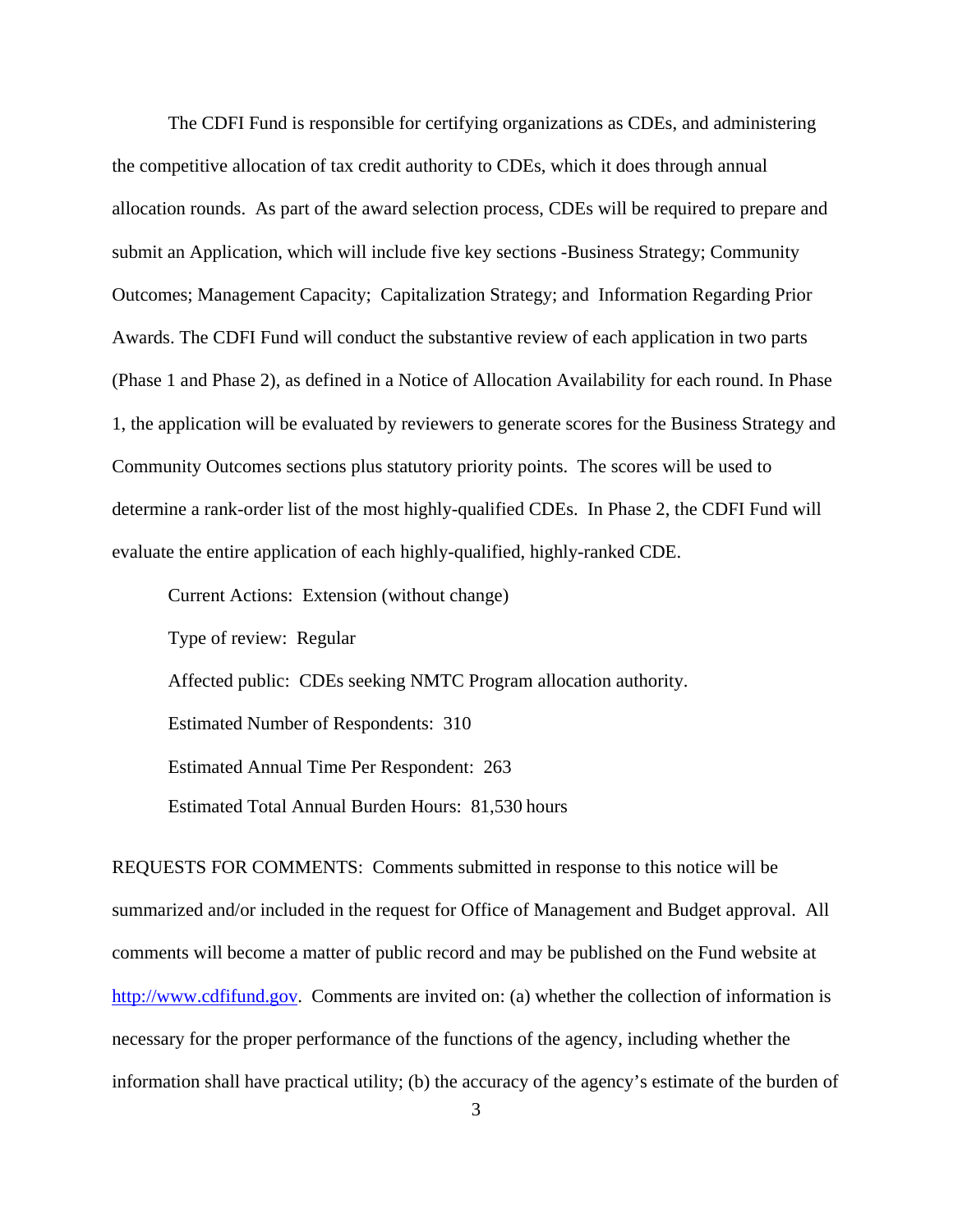The CDFI Fund is responsible for certifying organizations as CDEs, and administering the competitive allocation of tax credit authority to CDEs, which it does through annual allocation rounds. As part of the award selection process, CDEs will be required to prepare and submit an Application, which will include five key sections -Business Strategy; Community Outcomes; Management Capacity; Capitalization Strategy; and Information Regarding Prior Awards. The CDFI Fund will conduct the substantive review of each application in two parts (Phase 1 and Phase 2), as defined in a Notice of Allocation Availability for each round. In Phase 1, the application will be evaluated by reviewers to generate scores for the Business Strategy and Community Outcomes sections plus statutory priority points. The scores will be used to determine a rank-order list of the most highly-qualified CDEs. In Phase 2, the CDFI Fund will evaluate the entire application of each highly-qualified, highly-ranked CDE.

Current Actions: Extension (without change)

Type of review: Regular

Affected public: CDEs seeking NMTC Program allocation authority.

Estimated Number of Respondents: 310

Estimated Annual Time Per Respondent: 263

Estimated Total Annual Burden Hours: 81,530 hours

REQUESTS FOR COMMENTS: Comments submitted in response to this notice will be summarized and/or included in the request for Office of Management and Budget approval. All comments will become a matter of public record and may be published on the Fund website at http://www.cdfifund.gov. Comments are invited on: (a) whether the collection of information is necessary for the proper performance of the functions of the agency, including whether the information shall have practical utility; (b) the accuracy of the agency's estimate of the burden of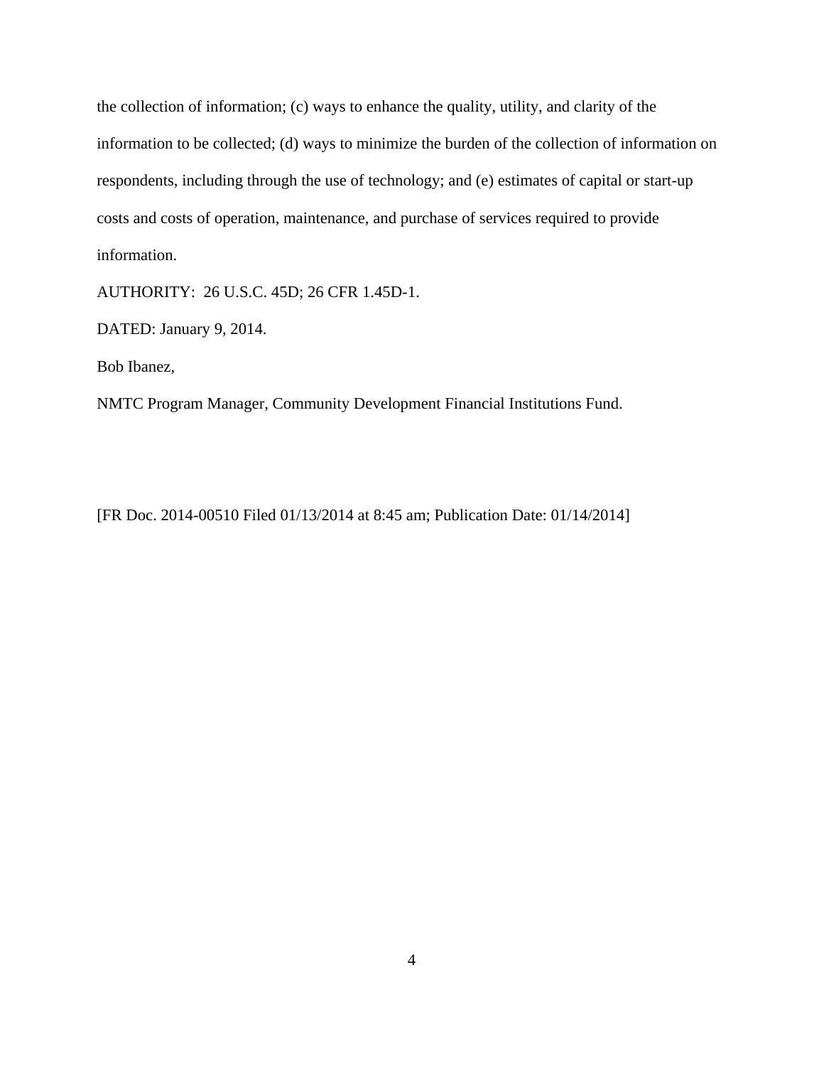the collection of information; (c) ways to enhance the quality, utility, and clarity of the information to be collected; (d) ways to minimize the burden of the collection of information on respondents, including through the use of technology; and (e) estimates of capital or start-up costs and costs of operation, maintenance, and purchase of services required to provide information.

AUTHORITY: 26 U.S.C. 45D; 26 CFR 1.45D-1.

DATED: January 9, 2014.

Bob Ibanez,

NMTC Program Manager, Community Development Financial Institutions Fund.

[FR Doc. 2014-00510 Filed 01/13/2014 at 8:45 am; Publication Date: 01/14/2014]